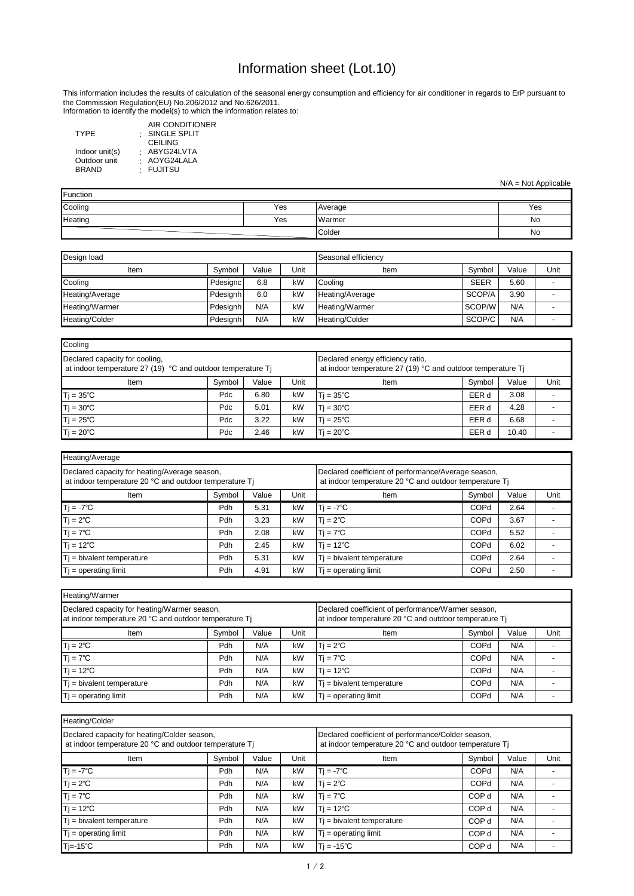# Information sheet (Lot.10)

This information includes the results of calculation of the seasonal energy consumption and efficiency for air conditioner in regards to ErP pursuant to the Commission Regulation(EU) No.206/2012 and No.626/2011.
Information to identify the model(s) to which the information relates to:

| | | |
|---|---|---|
| TYPE | : | AIR CONDITIONER SINGLE SPLIT CEILING |
| Indoor unit(s) | : | ABYG24LVTA |
| Outdoor unit | : | AOYG24LALA |
| BRAND | : | FUJITSU |

N/A = Not Applicable

| Function | | | |
|---|---|---|---|
| Cooling | Yes | Average | Yes |
| Heating | Yes | Warmer | No |
| | | Colder | No |

| Design load | | | | Seasonal efficiency | | | |
|---|---|---|---|---|---|---|---|
| Item | Symbol | Value | Unit | Item | Symbol | Value | Unit |
| Cooling | Pdesignc | 6.8 | kW | Cooling | SEER | 5.60 | - |
| Heating/Average | Pdesignh | 6.0 | kW | Heating/Average | SCOP/A | 3.90 | - |
| Heating/Warmer | Pdesignh | N/A | kW | Heating/Warmer | SCOP/W | N/A | - |
| Heating/Colder | Pdesignh | N/A | kW | Heating/Colder | SCOP/C | N/A | - |

| Cooling | | | | | | | |
|---|---|---|---|---|---|---|---|
| Declared capacity for cooling, at indoor temperature 27 (19) °C and outdoor temperature Tj | | | | Declared energy efficiency ratio, at indoor temperature 27 (19) °C and outdoor temperature Tj | | | |
| Item | Symbol | Value | Unit | Item | Symbol | Value | Unit |
| Tj = 35℃ | Pdc | 6.80 | kW | Tj = 35℃ | EER d | 3.08 | - |
| Tj = 30℃ | Pdc | 5.01 | kW | Tj = 30℃ | EER d | 4.28 | - |
| Tj = 25℃ | Pdc | 3.22 | kW | Tj = 25℃ | EER d | 6.68 | - |
| Tj = 20℃ | Pdc | 2.46 | kW | Tj = 20℃ | EER d | 10.40 | - |

| Heating/Average | | | | | | | |
|---|---|---|---|---|---|---|---|
| Declared capacity for heating/Average season, at indoor temperature 20 °C and outdoor temperature Tj | | | | Declared coefficient of performance/Average season, at indoor temperature 20 °C and outdoor temperature Tj | | | |
| Item | Symbol | Value | Unit | Item | Symbol | Value | Unit |
| Tj = -7℃ | Pdh | 5.31 | kW | Tj = -7℃ | COPd | 2.64 | - |
| Tj = 2℃ | Pdh | 3.23 | kW | Tj = 2℃ | COPd | 3.67 | - |
| Tj = 7℃ | Pdh | 2.08 | kW | Tj = 7℃ | COPd | 5.52 | - |
| Tj = 12℃ | Pdh | 2.45 | kW | Tj = 12℃ | COPd | 6.02 | - |
| Tj = bivalent temperature | Pdh | 5.31 | kW | Tj = bivalent temperature | COPd | 2.64 | - |
| Tj = operating limit | Pdh | 4.91 | kW | Tj = operating limit | COPd | 2.50 | - |

| Heating/Warmer | | | | | | | |
|---|---|---|---|---|---|---|---|
| Declared capacity for heating/Warmer season, at indoor temperature 20 °C and outdoor temperature Tj | | | | Declared coefficient of performance/Warmer season, at indoor temperature 20 °C and outdoor temperature Tj | | | |
| Item | Symbol | Value | Unit | Item | Symbol | Value | Unit |
| Tj = 2℃ | Pdh | N/A | kW | Tj = 2℃ | COPd | N/A | - |
| Tj = 7℃ | Pdh | N/A | kW | Tj = 7℃ | COPd | N/A | - |
| Tj = 12℃ | Pdh | N/A | kW | Tj = 12℃ | COPd | N/A | - |
| Tj = bivalent temperature | Pdh | N/A | kW | Tj = bivalent temperature | COPd | N/A | - |
| Tj = operating limit | Pdh | N/A | kW | Tj = operating limit | COPd | N/A | - |

| Heating/Colder | | | | | | | |
|---|---|---|---|---|---|---|---|
| Declared capacity for heating/Colder season, at indoor temperature 20 °C and outdoor temperature Tj | | | | Declared coefficient of performance/Colder season, at indoor temperature 20 °C and outdoor temperature Tj | | | |
| Item | Symbol | Value | Unit | Item | Symbol | Value | Unit |
| Tj = -7℃ | Pdh | N/A | kW | Tj = -7℃ | COPd | N/A | - |
| Tj = 2℃ | Pdh | N/A | kW | Tj = 2℃ | COPd | N/A | - |
| Tj = 7℃ | Pdh | N/A | kW | Tj = 7℃ | COP d | N/A | - |
| Tj = 12℃ | Pdh | N/A | kW | Tj = 12℃ | COP d | N/A | - |
| Tj = bivalent temperature | Pdh | N/A | kW | Tj = bivalent temperature | COP d | N/A | - |
| Tj = operating limit | Pdh | N/A | kW | Tj = operating limit | COP d | N/A | - |
| Tj=-15℃ | Pdh | N/A | kW | Tj = -15℃ | COP d | N/A | - |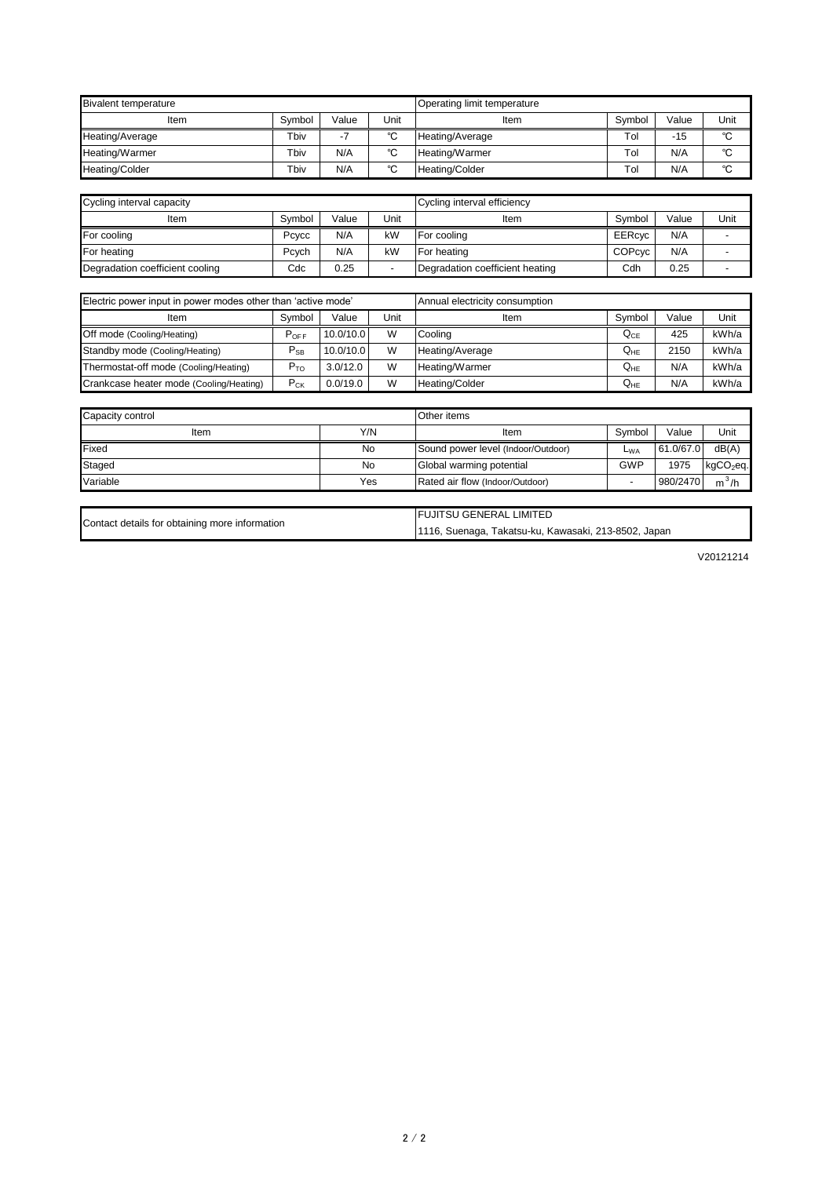| Bivalent temperature | | | | Operating limit temperature | | | |
|---|---|---|---|---|---|---|---|
| Item | Symbol | Value | Unit | Item | Symbol | Value | Unit |
| Heating/Average | Tbiv | -7 | ℃ | Heating/Average | Tol | -15 | ℃ |
| Heating/Warmer | Tbiv | N/A | ℃ | Heating/Warmer | Tol | N/A | ℃ |
| Heating/Colder | Tbiv | N/A | ℃ | Heating/Colder | Tol | N/A | ℃ |

| Cycling interval capacity | | | | Cycling interval efficiency | | | |
|---|---|---|---|---|---|---|---|
| Item | Symbol | Value | Unit | Item | Symbol | Value | Unit |
| For cooling | Pcycc | N/A | kW | For cooling | EERcyc | N/A | - |
| For heating | Pcych | N/A | kW | For heating | COPcyc | N/A | - |
| Degradation coefficient cooling | Cdc | 0.25 | - | Degradation coefficient heating | Cdh | 0.25 | - |

| Electric power input in power modes other than 'active mode' | | | | Annual electricity consumption | | | |
|---|---|---|---|---|---|---|---|
| Item | Symbol | Value | Unit | Item | Symbol | Value | Unit |
| Off mode (Cooling/Heating) | $P_{OFF}$ | 10.0/10.0 | W | Cooling | $Q_{CE}$ | 425 | kWh/a |
| Standby mode (Cooling/Heating) | $P_{SB}$ | 10.0/10.0 | W | Heating/Average | $Q_{HE}$ | 2150 | kWh/a |
| Thermostat-off mode (Cooling/Heating) | $P_{TO}$ | 3.0/12.0 | W | Heating/Warmer | $Q_{HE}$ | N/A | kWh/a |
| Crankcase heater mode (Cooling/Heating) | $P_{CK}$ | 0.0/19.0 | W | Heating/Colder | $Q_{HE}$ | N/A | kWh/a |

| Capacity control | | Other items | | | |
|---|---|---|---|---|---|
| Item | Y/N | Item | Symbol | Value | Unit |
| Fixed | No | Sound power level (Indoor/Outdoor) | $L_{WA}$ | 61.0/67.0 | dB(A) |
| Staged | No | Global warming potential | GWP | 1975 | $kgCO_2eq.$ |
| Variable | Yes | Rated air flow (Indoor/Outdoor) | - | 980/2470 | $m^3/h$ |

| | |
|---|---|
| Contact details for obtaining more information | FUJITSU GENERAL LIMITED<br>1116, Suenaga, Takatsu-ku, Kawasaki, 213-8502, Japan |

V20121214